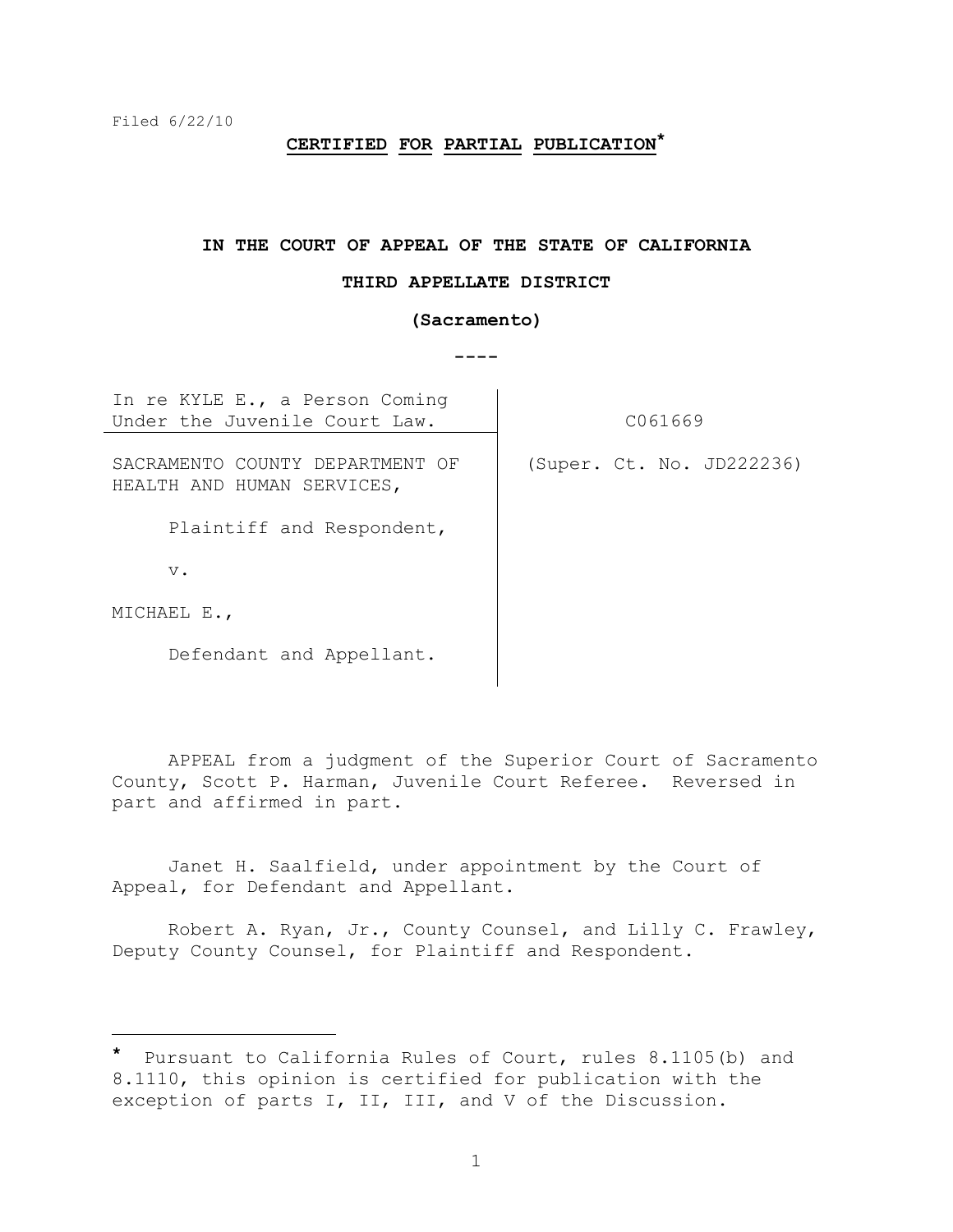Filed 6/22/10

**CERTIFIED FOR PARTIAL PUBLICATION***

**IN THE COURT OF APPEAL OF THE STATE OF CALIFORNIA**

**THIRD APPELLATE DISTRICT**

**(Sacramento)**

----

| | |
|---|---|
| In re KYLE E., a Person Coming Under the Juvenile Court Law. | C061669 |
| SACRAMENTO COUNTY DEPARTMENT OF HEALTH AND HUMAN SERVICES,<br><br>Plaintiff and Respondent,<br><br>v.<br><br>MICHAEL E.,<br><br>Defendant and Appellant. | (Super. Ct. No. JD222236) |

APPEAL from a judgment of the Superior Court of Sacramento County, Scott P. Harman, Juvenile Court Referee. Reversed in part and affirmed in part.

Janet H. Saalfield, under appointment by the Court of Appeal, for Defendant and Appellant.

Robert A. Ryan, Jr., County Counsel, and Lilly C. Frawley, Deputy County Counsel, for Plaintiff and Respondent.

---

* Pursuant to California Rules of Court, rules 8.1105(b) and 8.1110, this opinion is certified for publication with the exception of parts I, II, III, and V of the Discussion.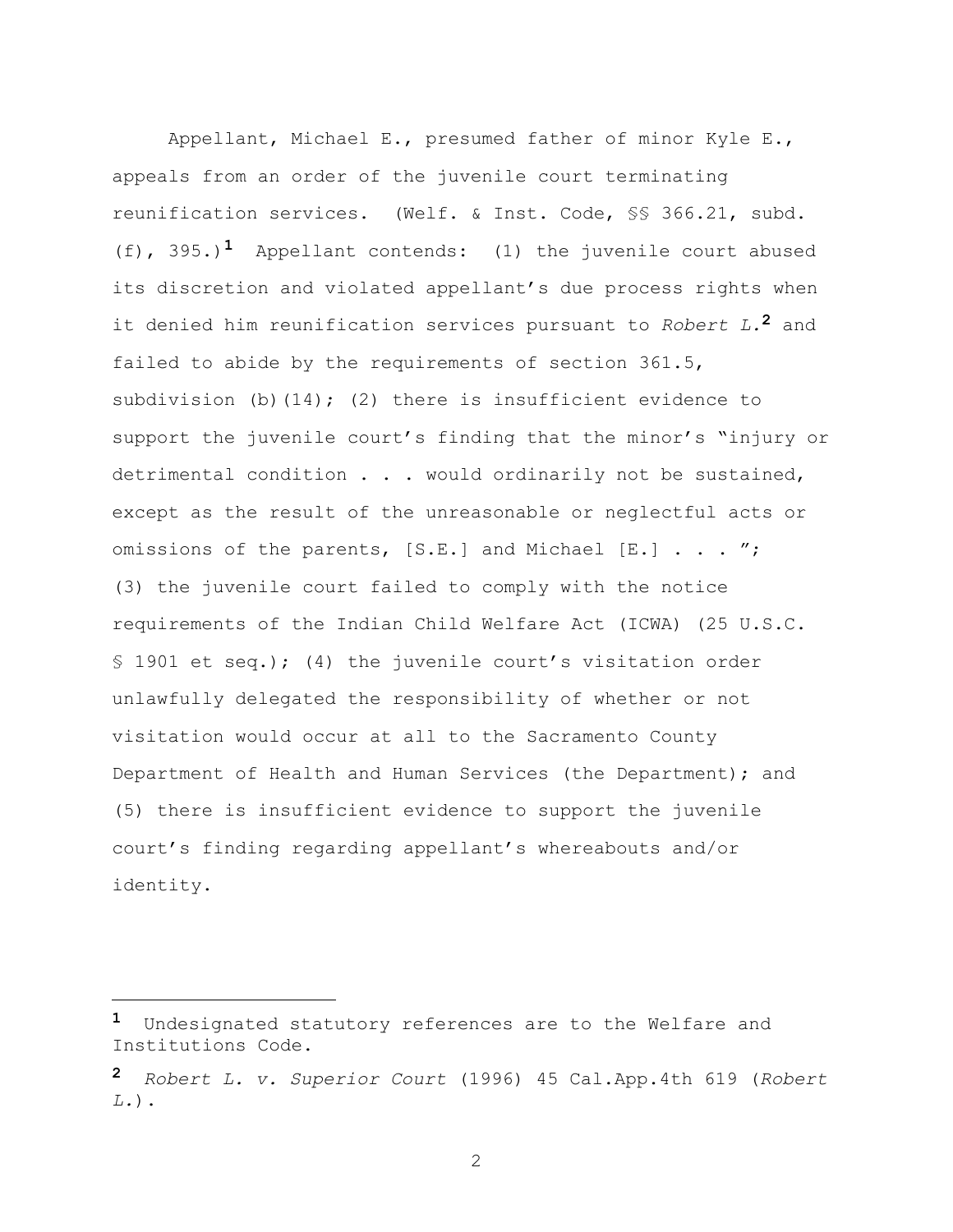Appellant, Michael E., presumed father of minor Kyle E., appeals from an order of the juvenile court terminating reunification services. (Welf. & Inst. Code, §§ 366.21, subd. (f), 395.)[1] Appellant contends: (1) the juvenile court abused its discretion and violated appellant's due process rights when it denied him reunification services pursuant to *Robert L.*[2] and failed to abide by the requirements of section 361.5, subdivision (b)(14); (2) there is insufficient evidence to support the juvenile court's finding that the minor's "injury or detrimental condition . . . . would ordinarily not be sustained, except as the result of the unreasonable or neglectful acts or omissions of the parents, [S.E.] and Michael [E.] . . . "; (3) the juvenile court failed to comply with the notice requirements of the Indian Child Welfare Act (ICWA) (25 U.S.C. § 1901 et seq.); (4) the juvenile court's visitation order unlawfully delegated the responsibility of whether or not visitation would occur at all to the Sacramento County Department of Health and Human Services (the Department); and (5) there is insufficient evidence to support the juvenile court's finding regarding appellant's whereabouts and/or identity.

---

[1] Undesignated statutory references are to the Welfare and Institutions Code.

[2] *Robert L. v. Superior Court* (1996) 45 Cal.App.4th 619 (*Robert L.*).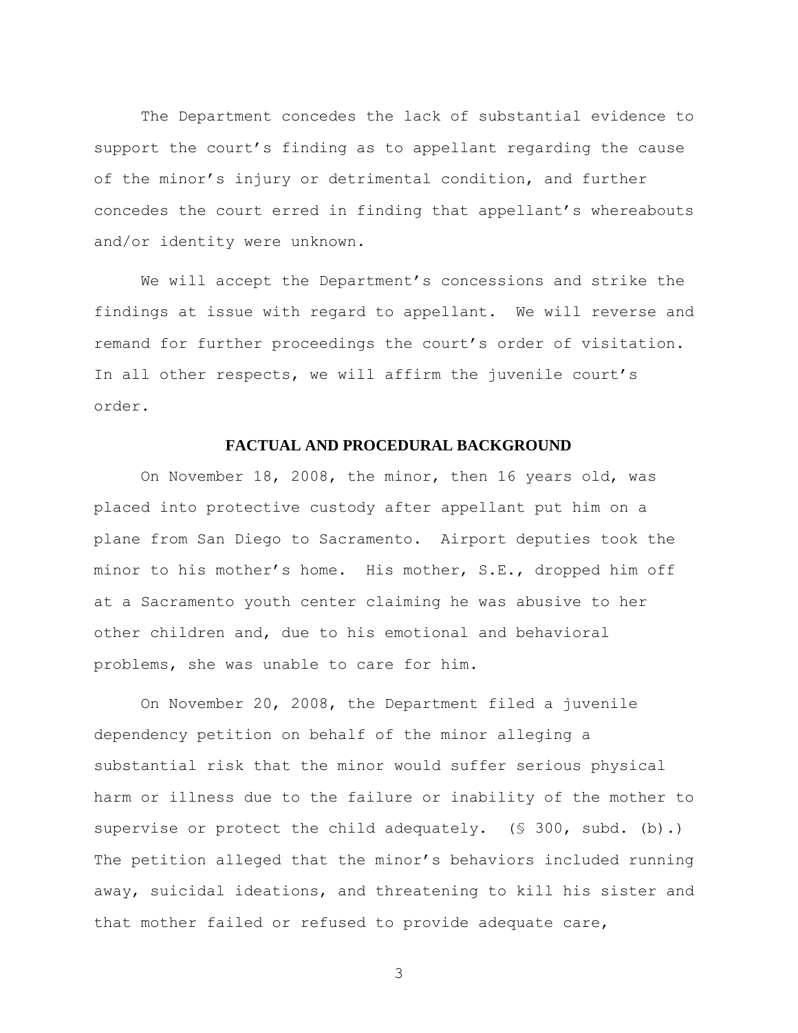The Department concedes the lack of substantial evidence to support the court's finding as to appellant regarding the cause of the minor's injury or detrimental condition, and further concedes the court erred in finding that appellant's whereabouts and/or identity were unknown.

We will accept the Department's concessions and strike the findings at issue with regard to appellant. We will reverse and remand for further proceedings the court's order of visitation. In all other respects, we will affirm the juvenile court's order.

## FACTUAL AND PROCEDURAL BACKGROUND

On November 18, 2008, the minor, then 16 years old, was placed into protective custody after appellant put him on a plane from San Diego to Sacramento. Airport deputies took the minor to his mother's home. His mother, S.E., dropped him off at a Sacramento youth center claiming he was abusive to her other children and, due to his emotional and behavioral problems, she was unable to care for him.

On November 20, 2008, the Department filed a juvenile dependency petition on behalf of the minor alleging a substantial risk that the minor would suffer serious physical harm or illness due to the failure or inability of the mother to supervise or protect the child adequately. (§ 300, subd. (b).) The petition alleged that the minor's behaviors included running away, suicidal ideations, and threatening to kill his sister and that mother failed or refused to provide adequate care,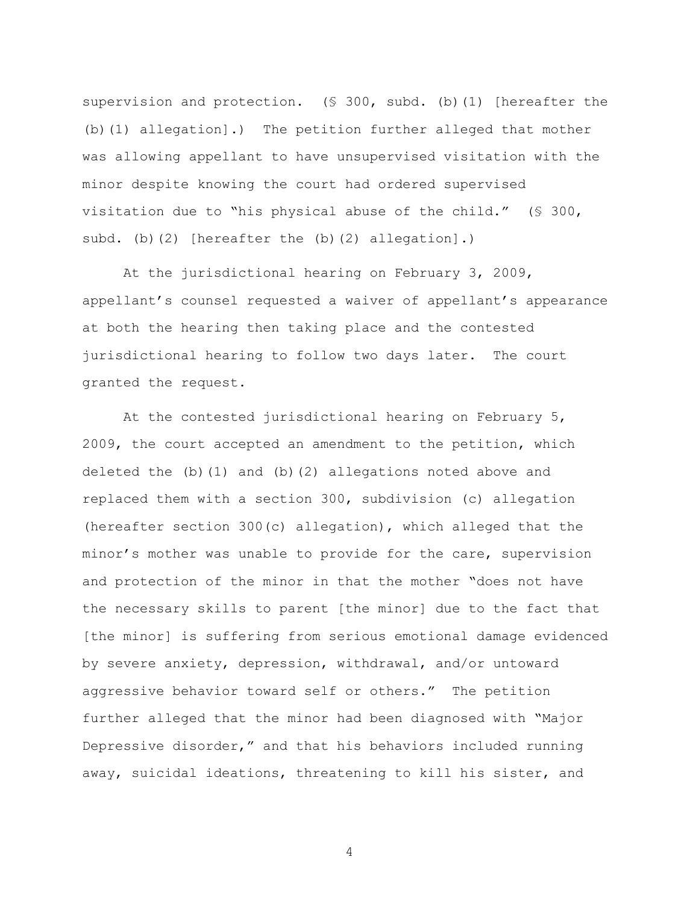supervision and protection. (§ 300, subd. (b)(1) [hereafter the (b)(1) allegation].) The petition further alleged that mother was allowing appellant to have unsupervised visitation with the minor despite knowing the court had ordered supervised visitation due to "his physical abuse of the child." (§ 300, subd. (b)(2) [hereafter the (b)(2) allegation].)

At the jurisdictional hearing on February 3, 2009, appellant's counsel requested a waiver of appellant's appearance at both the hearing then taking place and the contested jurisdictional hearing to follow two days later. The court granted the request.

At the contested jurisdictional hearing on February 5, 2009, the court accepted an amendment to the petition, which deleted the (b)(1) and (b)(2) allegations noted above and replaced them with a section 300, subdivision (c) allegation (hereafter section 300(c) allegation), which alleged that the minor's mother was unable to provide for the care, supervision and protection of the minor in that the mother "does not have the necessary skills to parent [the minor] due to the fact that [the minor] is suffering from serious emotional damage evidenced by severe anxiety, depression, withdrawal, and/or untoward aggressive behavior toward self or others." The petition further alleged that the minor had been diagnosed with "Major Depressive disorder," and that his behaviors included running away, suicidal ideations, threatening to kill his sister, and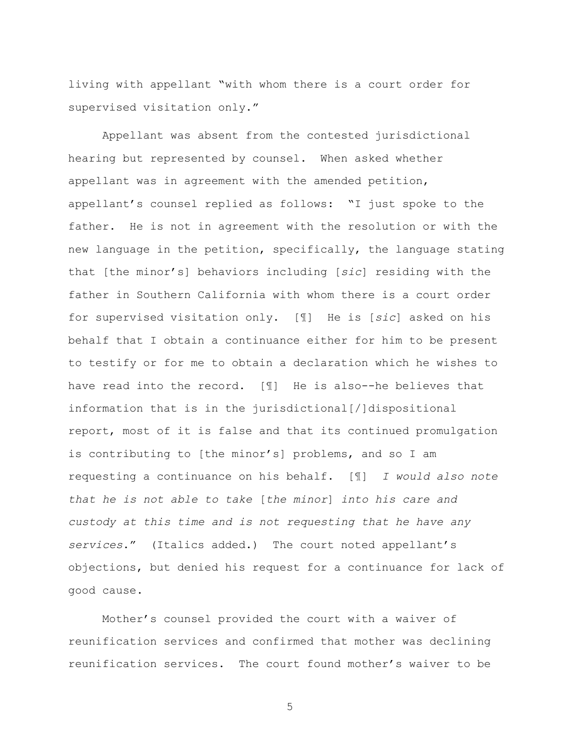living with appellant "with whom there is a court order for supervised visitation only."

Appellant was absent from the contested jurisdictional hearing but represented by counsel. When asked whether appellant was in agreement with the amended petition, appellant's counsel replied as follows: "I just spoke to the father. He is not in agreement with the resolution or with the new language in the petition, specifically, the language stating that [the minor's] behaviors including [*sic*] residing with the father in Southern California with whom there is a court order for supervised visitation only. [¶] He is [*sic*] asked on his behalf that I obtain a continuance either for him to be present to testify or for me to obtain a declaration which he wishes to have read into the record. [¶] He is also--he believes that information that is in the jurisdictional[/]dispositional report, most of it is false and that its continued promulgation is contributing to [the minor's] problems, and so I am requesting a continuance on his behalf. [¶] *I would also note that he is not able to take* [*the minor*] *into his care and custody at this time and is not requesting that he have any services*." (Italics added.) The court noted appellant's objections, but denied his request for a continuance for lack of good cause.

Mother's counsel provided the court with a waiver of reunification services and confirmed that mother was declining reunification services. The court found mother's waiver to be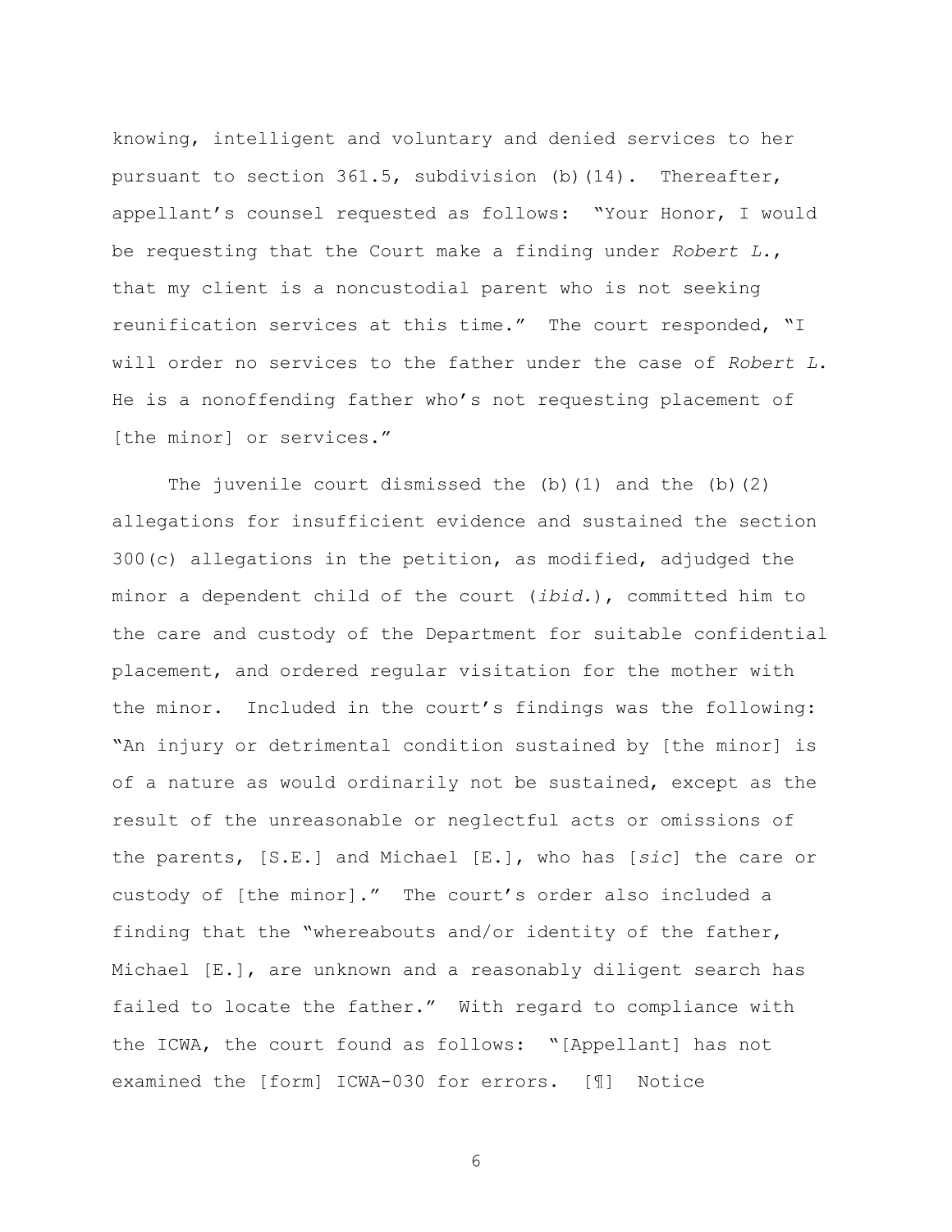knowing, intelligent and voluntary and denied services to her pursuant to section 361.5, subdivision (b)(14). Thereafter, appellant's counsel requested as follows: "Your Honor, I would be requesting that the Court make a finding under *Robert L.*, that my client is a noncustodial parent who is not seeking reunification services at this time." The court responded, "I will order no services to the father under the case of *Robert L.* He is a nonoffending father who's not requesting placement of [the minor] or services."

The juvenile court dismissed the (b)(1) and the (b)(2) allegations for insufficient evidence and sustained the section 300(c) allegations in the petition, as modified, adjudged the minor a dependent child of the court (*ibid.*), committed him to the care and custody of the Department for suitable confidential placement, and ordered regular visitation for the mother with the minor. Included in the court's findings was the following: "An injury or detrimental condition sustained by [the minor] is of a nature as would ordinarily not be sustained, except as the result of the unreasonable or neglectful acts or omissions of the parents, [S.E.] and Michael [E.], who has [*sic*] the care or custody of [the minor]." The court's order also included a finding that the "whereabouts and/or identity of the father, Michael [E.], are unknown and a reasonably diligent search has failed to locate the father." With regard to compliance with the ICWA, the court found as follows: "[Appellant] has not examined the [form] ICWA-030 for errors. [¶] Notice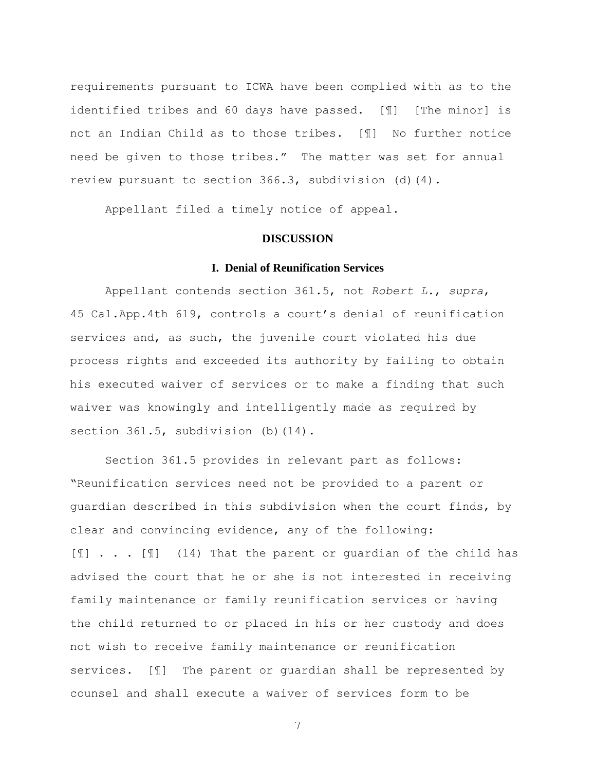requirements pursuant to ICWA have been complied with as to the identified tribes and 60 days have passed. [¶] [The minor] is not an Indian Child as to those tribes. [¶] No further notice need be given to those tribes." The matter was set for annual review pursuant to section 366.3, subdivision (d)(4).

Appellant filed a timely notice of appeal.

## DISCUSSION

### I. Denial of Reunification Services

Appellant contends section 361.5, not *Robert L.*, *supra*, 45 Cal.App.4th 619, controls a court's denial of reunification services and, as such, the juvenile court violated his due process rights and exceeded its authority by failing to obtain his executed waiver of services or to make a finding that such waiver was knowingly and intelligently made as required by section 361.5, subdivision (b)(14).

Section 361.5 provides in relevant part as follows: "Reunification services need not be provided to a parent or guardian described in this subdivision when the court finds, by clear and convincing evidence, any of the following: [¶] . . . [¶] (14) That the parent or guardian of the child has advised the court that he or she is not interested in receiving family maintenance or family reunification services or having the child returned to or placed in his or her custody and does not wish to receive family maintenance or reunification services. [¶] The parent or guardian shall be represented by counsel and shall execute a waiver of services form to be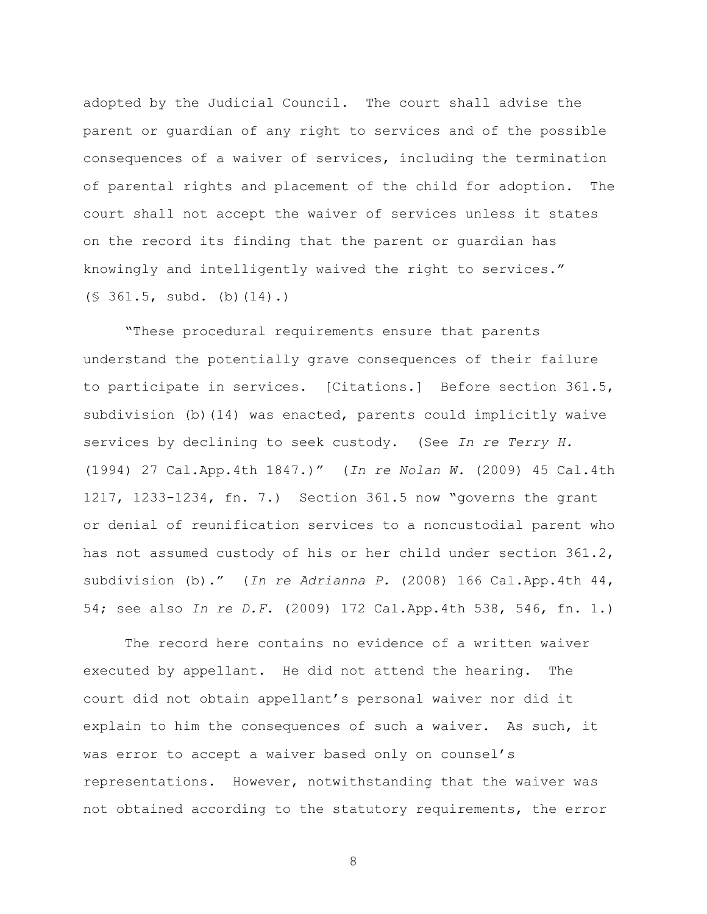adopted by the Judicial Council. The court shall advise the parent or guardian of any right to services and of the possible consequences of a waiver of services, including the termination of parental rights and placement of the child for adoption. The court shall not accept the waiver of services unless it states on the record its finding that the parent or guardian has knowingly and intelligently waived the right to services." (§ 361.5, subd. (b)(14).)

"These procedural requirements ensure that parents understand the potentially grave consequences of their failure to participate in services. [Citations.] Before section 361.5, subdivision (b)(14) was enacted, parents could implicitly waive services by declining to seek custody. (See *In re Terry H.* (1994) 27 Cal.App.4th 1847.)" (*In re Nolan W.* (2009) 45 Cal.4th 1217, 1233-1234, fn. 7.) Section 361.5 now "governs the grant or denial of reunification services to a noncustodial parent who has not assumed custody of his or her child under section 361.2, subdivision (b)." (*In re Adrianna P.* (2008) 166 Cal.App.4th 44, 54; see also *In re D.F.* (2009) 172 Cal.App.4th 538, 546, fn. 1.)

The record here contains no evidence of a written waiver executed by appellant. He did not attend the hearing. The court did not obtain appellant's personal waiver nor did it explain to him the consequences of such a waiver. As such, it was error to accept a waiver based only on counsel's representations. However, notwithstanding that the waiver was not obtained according to the statutory requirements, the error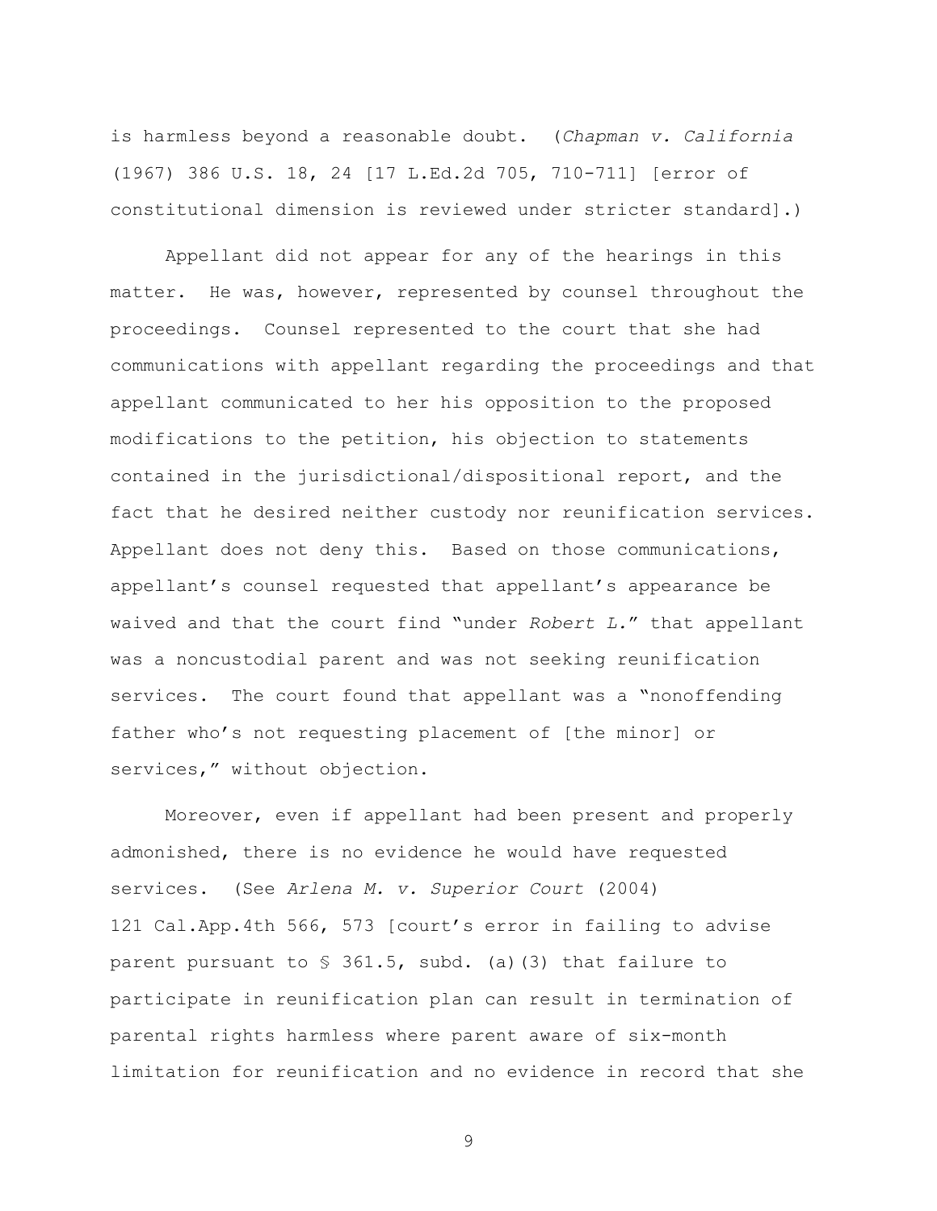is harmless beyond a reasonable doubt. (*Chapman v. California* (1967) 386 U.S. 18, 24 [17 L.Ed.2d 705, 710-711] [error of constitutional dimension is reviewed under stricter standard].)

Appellant did not appear for any of the hearings in this matter. He was, however, represented by counsel throughout the proceedings. Counsel represented to the court that she had communications with appellant regarding the proceedings and that appellant communicated to her his opposition to the proposed modifications to the petition, his objection to statements contained in the jurisdictional/dispositional report, and the fact that he desired neither custody nor reunification services. Appellant does not deny this. Based on those communications, appellant's counsel requested that appellant's appearance be waived and that the court find "under *Robert L.*" that appellant was a noncustodial parent and was not seeking reunification services. The court found that appellant was a "nonoffending father who's not requesting placement of [the minor] or services," without objection.

Moreover, even if appellant had been present and properly admonished, there is no evidence he would have requested services. (See *Arlena M. v. Superior Court* (2004) 121 Cal.App.4th 566, 573 [court's error in failing to advise parent pursuant to § 361.5, subd. (a)(3) that failure to participate in reunification plan can result in termination of parental rights harmless where parent aware of six-month limitation for reunification and no evidence in record that she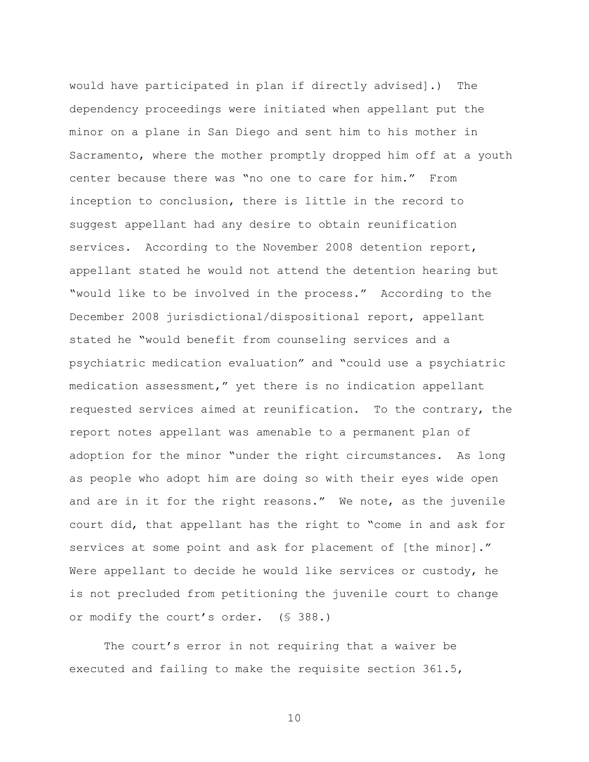would have participated in plan if directly advised].) The dependency proceedings were initiated when appellant put the minor on a plane in San Diego and sent him to his mother in Sacramento, where the mother promptly dropped him off at a youth center because there was "no one to care for him." From inception to conclusion, there is little in the record to suggest appellant had any desire to obtain reunification services. According to the November 2008 detention report, appellant stated he would not attend the detention hearing but "would like to be involved in the process." According to the December 2008 jurisdictional/dispositional report, appellant stated he "would benefit from counseling services and a psychiatric medication evaluation" and "could use a psychiatric medication assessment," yet there is no indication appellant requested services aimed at reunification. To the contrary, the report notes appellant was amenable to a permanent plan of adoption for the minor "under the right circumstances. As long as people who adopt him are doing so with their eyes wide open and are in it for the right reasons." We note, as the juvenile court did, that appellant has the right to "come in and ask for services at some point and ask for placement of [the minor]." Were appellant to decide he would like services or custody, he is not precluded from petitioning the juvenile court to change or modify the court's order. (§ 388.)

The court's error in not requiring that a waiver be executed and failing to make the requisite section 361.5,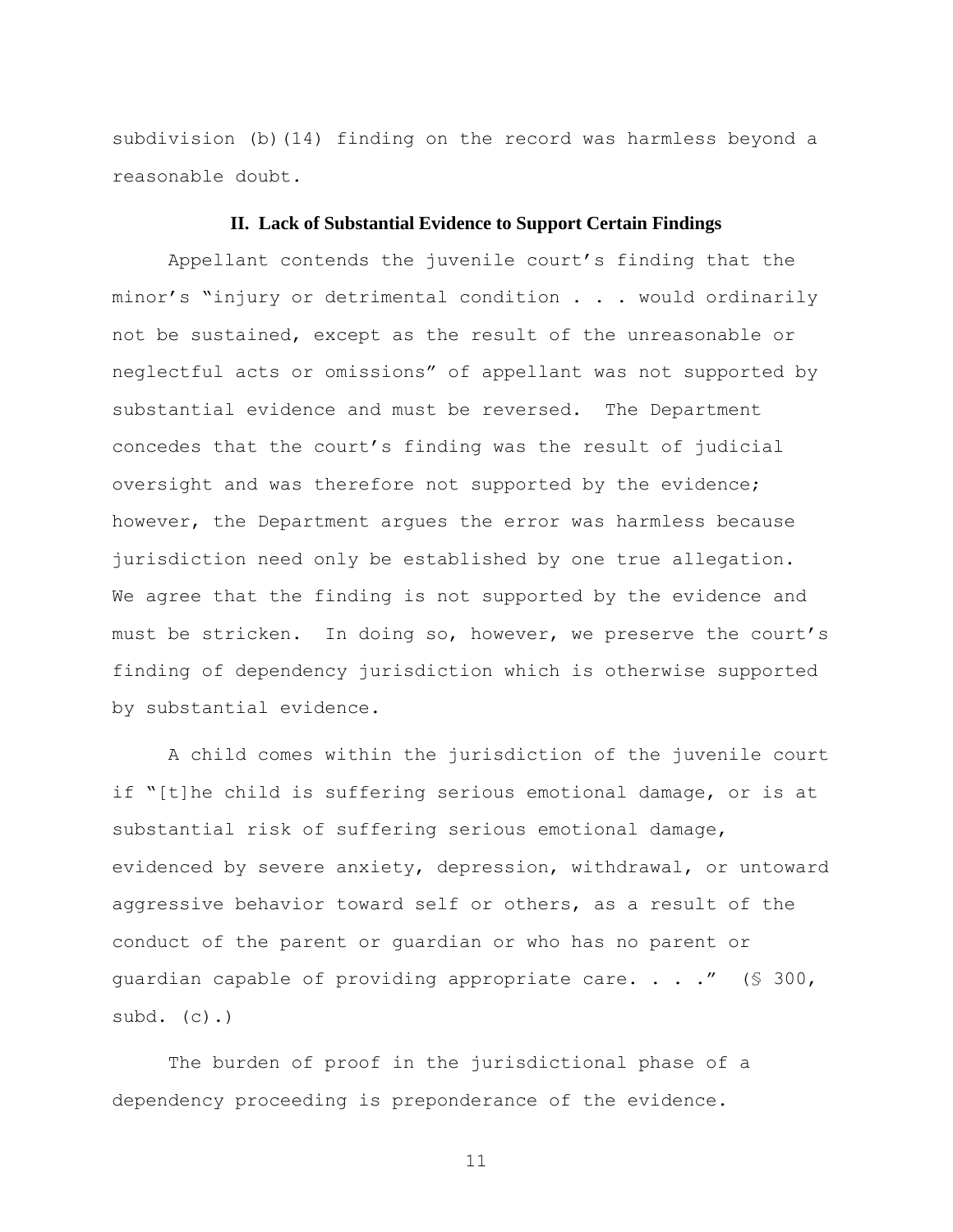subdivision (b)(14) finding on the record was harmless beyond a reasonable doubt.

## II. Lack of Substantial Evidence to Support Certain Findings

Appellant contends the juvenile court's finding that the minor's "injury or detrimental condition . . . would ordinarily not be sustained, except as the result of the unreasonable or neglectful acts or omissions" of appellant was not supported by substantial evidence and must be reversed. The Department concedes that the court's finding was the result of judicial oversight and was therefore not supported by the evidence; however, the Department argues the error was harmless because jurisdiction need only be established by one true allegation. We agree that the finding is not supported by the evidence and must be stricken. In doing so, however, we preserve the court's finding of dependency jurisdiction which is otherwise supported by substantial evidence.

A child comes within the jurisdiction of the juvenile court if "[t]he child is suffering serious emotional damage, or is at substantial risk of suffering serious emotional damage, evidenced by severe anxiety, depression, withdrawal, or untoward aggressive behavior toward self or others, as a result of the conduct of the parent or guardian or who has no parent or guardian capable of providing appropriate care. . . ." (§ 300, subd. (c).)

The burden of proof in the jurisdictional phase of a dependency proceeding is preponderance of the evidence.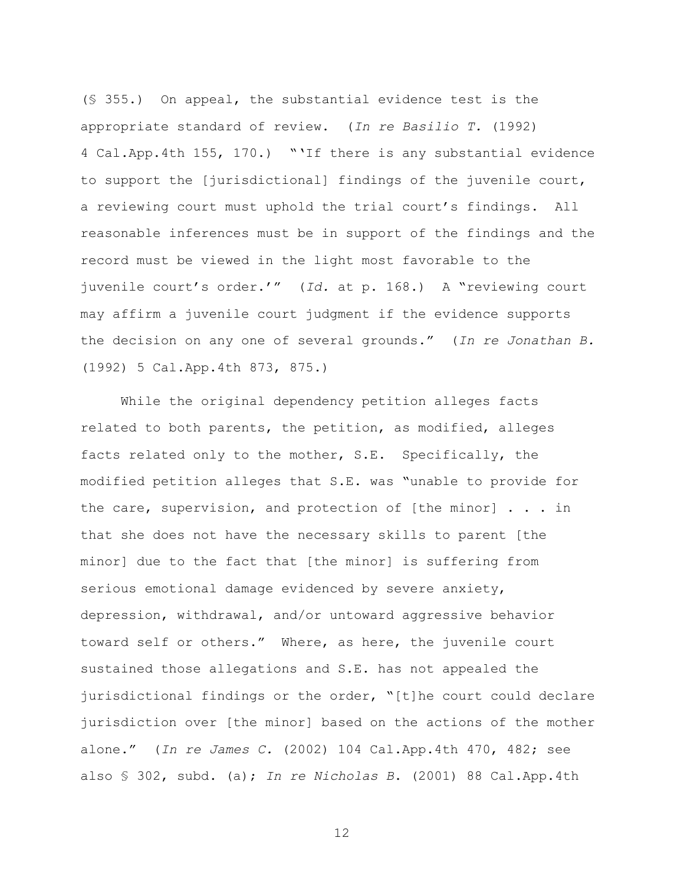(§ 355.) On appeal, the substantial evidence test is the appropriate standard of review. (*In re Basilio T.* (1992) 4 Cal.App.4th 155, 170.) "'If there is any substantial evidence to support the [jurisdictional] findings of the juvenile court, a reviewing court must uphold the trial court's findings. All reasonable inferences must be in support of the findings and the record must be viewed in the light most favorable to the juvenile court's order.'" (*Id.* at p. 168.) A "reviewing court may affirm a juvenile court judgment if the evidence supports the decision on any one of several grounds." (*In re Jonathan B.* (1992) 5 Cal.App.4th 873, 875.)

While the original dependency petition alleges facts related to both parents, the petition, as modified, alleges facts related only to the mother, S.E. Specifically, the modified petition alleges that S.E. was "unable to provide for the care, supervision, and protection of [the minor] . . . in that she does not have the necessary skills to parent [the minor] due to the fact that [the minor] is suffering from serious emotional damage evidenced by severe anxiety, depression, withdrawal, and/or untoward aggressive behavior toward self or others." Where, as here, the juvenile court sustained those allegations and S.E. has not appealed the jurisdictional findings or the order, "[t]he court could declare jurisdiction over [the minor] based on the actions of the mother alone." (*In re James C.* (2002) 104 Cal.App.4th 470, 482; see also § 302, subd. (a); *In re Nicholas B*. (2001) 88 Cal.App.4th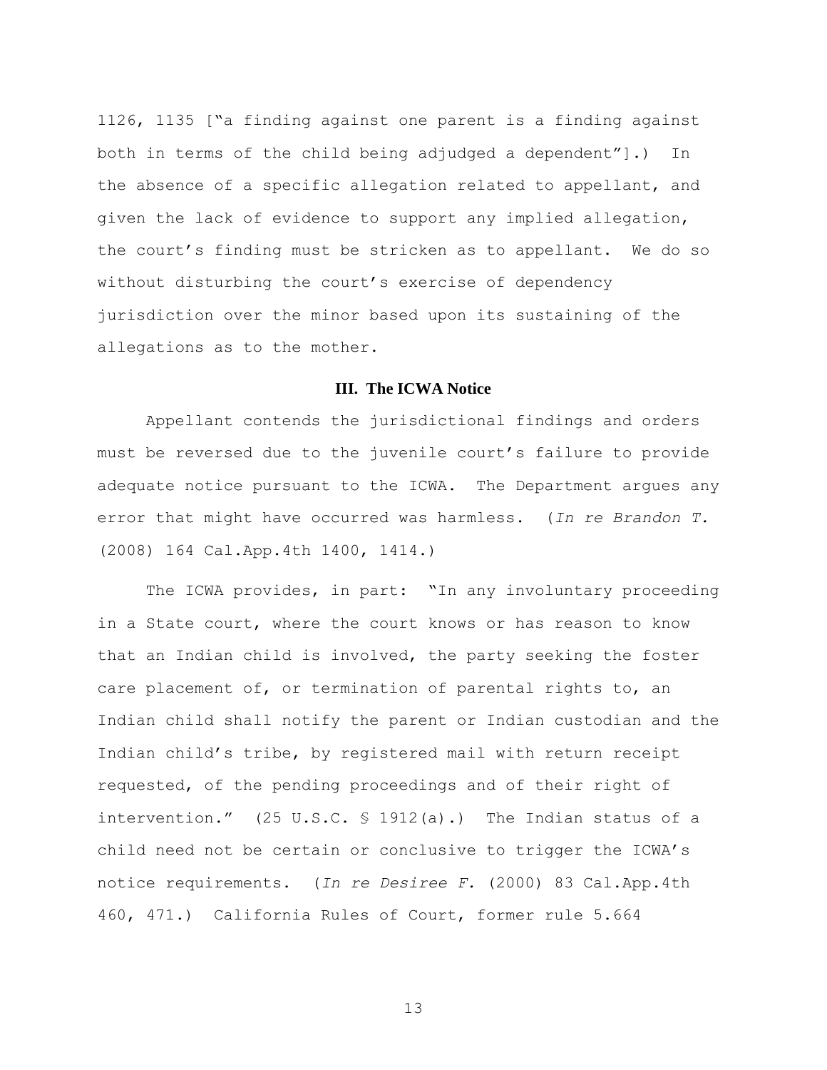1126, 1135 ["a finding against one parent is a finding against both in terms of the child being adjudged a dependent"].) In the absence of a specific allegation related to appellant, and given the lack of evidence to support any implied allegation, the court's finding must be stricken as to appellant. We do so without disturbing the court's exercise of dependency jurisdiction over the minor based upon its sustaining of the allegations as to the mother.

### III. The ICWA Notice

Appellant contends the jurisdictional findings and orders must be reversed due to the juvenile court's failure to provide adequate notice pursuant to the ICWA. The Department argues any error that might have occurred was harmless. (*In re Brandon T.* (2008) 164 Cal.App.4th 1400, 1414.)

The ICWA provides, in part: "In any involuntary proceeding in a State court, where the court knows or has reason to know that an Indian child is involved, the party seeking the foster care placement of, or termination of parental rights to, an Indian child shall notify the parent or Indian custodian and the Indian child's tribe, by registered mail with return receipt requested, of the pending proceedings and of their right of intervention." (25 U.S.C. § 1912(a).) The Indian status of a child need not be certain or conclusive to trigger the ICWA's notice requirements. (*In re Desiree F.* (2000) 83 Cal.App.4th 460, 471.) California Rules of Court, former rule 5.664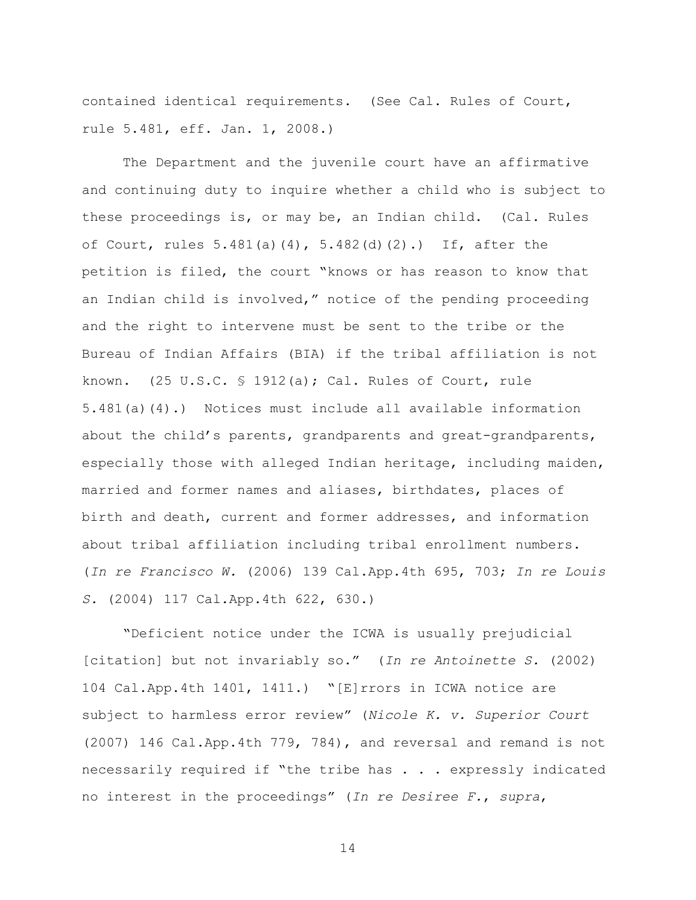contained identical requirements. (See Cal. Rules of Court, rule 5.481, eff. Jan. 1, 2008.)

The Department and the juvenile court have an affirmative and continuing duty to inquire whether a child who is subject to these proceedings is, or may be, an Indian child. (Cal. Rules of Court, rules 5.481(a)(4), 5.482(d)(2).) If, after the petition is filed, the court "knows or has reason to know that an Indian child is involved," notice of the pending proceeding and the right to intervene must be sent to the tribe or the Bureau of Indian Affairs (BIA) if the tribal affiliation is not known. (25 U.S.C. § 1912(a); Cal. Rules of Court, rule 5.481(a)(4).) Notices must include all available information about the child's parents, grandparents and great-grandparents, especially those with alleged Indian heritage, including maiden, married and former names and aliases, birthdates, places of birth and death, current and former addresses, and information about tribal affiliation including tribal enrollment numbers. (*In re Francisco W.* (2006) 139 Cal.App.4th 695, 703; *In re Louis S.* (2004) 117 Cal.App.4th 622, 630.)

"Deficient notice under the ICWA is usually prejudicial [citation] but not invariably so." (*In re Antoinette S.* (2002) 104 Cal.App.4th 1401, 1411.) "[E]rrors in ICWA notice are subject to harmless error review" (*Nicole K. v. Superior Court* (2007) 146 Cal.App.4th 779, 784), and reversal and remand is not necessarily required if "the tribe has . . . expressly indicated no interest in the proceedings" (*In re Desiree F.*, *supra*,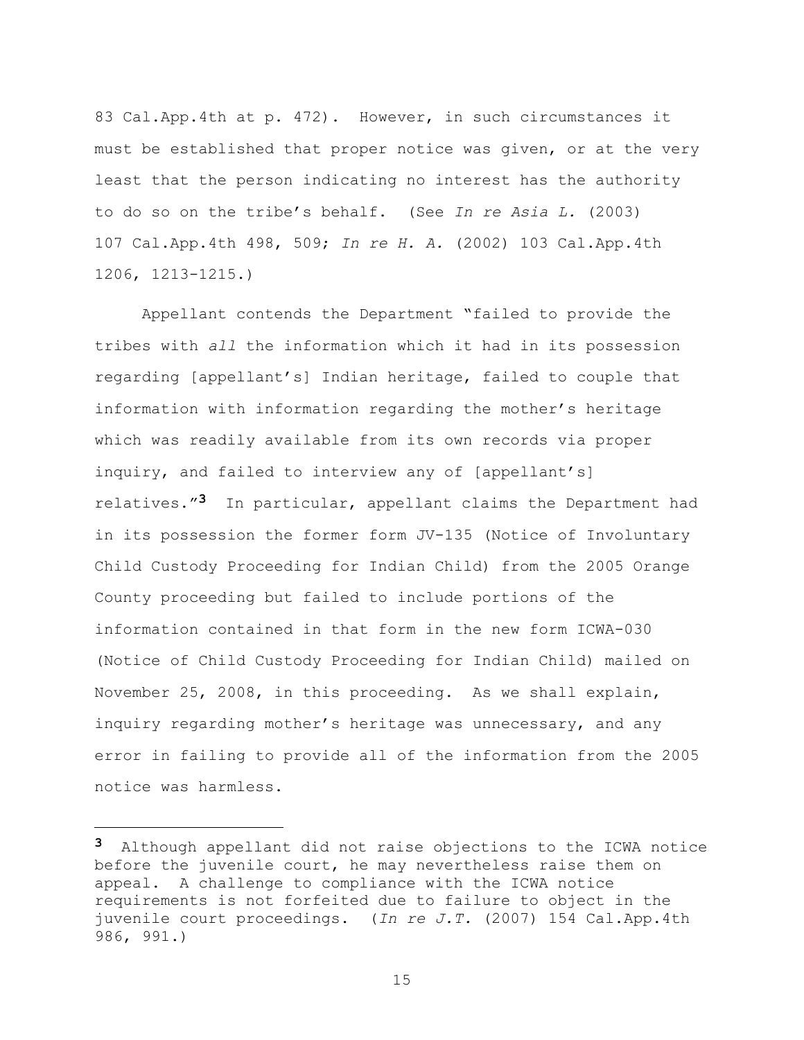83 Cal.App.4th at p. 472). However, in such circumstances it must be established that proper notice was given, or at the very least that the person indicating no interest has the authority to do so on the tribe's behalf. (See *In re Asia L.* (2003) 107 Cal.App.4th 498, 509; *In re H. A.* (2002) 103 Cal.App.4th 1206, 1213-1215.)

Appellant contends the Department "failed to provide the tribes with *all* the information which it had in its possession regarding [appellant's] Indian heritage, failed to couple that information with information regarding the mother's heritage which was readily available from its own records via proper inquiry, and failed to interview any of [appellant's] relatives."[3] In particular, appellant claims the Department had in its possession the former form JV-135 (Notice of Involuntary Child Custody Proceeding for Indian Child) from the 2005 Orange County proceeding but failed to include portions of the information contained in that form in the new form ICWA-030 (Notice of Child Custody Proceeding for Indian Child) mailed on November 25, 2008, in this proceeding. As we shall explain, inquiry regarding mother's heritage was unnecessary, and any error in failing to provide all of the information from the 2005 notice was harmless.

---

[3] Although appellant did not raise objections to the ICWA notice before the juvenile court, he may nevertheless raise them on appeal. A challenge to compliance with the ICWA notice requirements is not forfeited due to failure to object in the juvenile court proceedings. (*In re J.T.* (2007) 154 Cal.App.4th 986, 991.)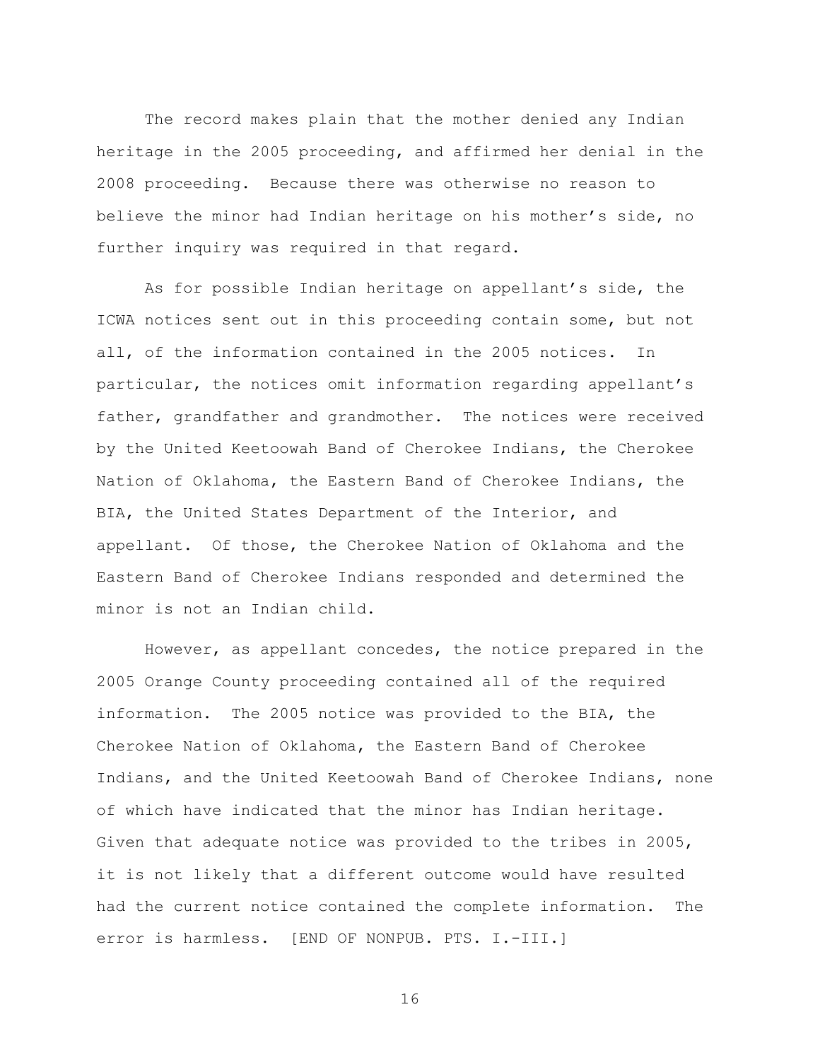The record makes plain that the mother denied any Indian heritage in the 2005 proceeding, and affirmed her denial in the 2008 proceeding. Because there was otherwise no reason to believe the minor had Indian heritage on his mother's side, no further inquiry was required in that regard.

As for possible Indian heritage on appellant's side, the ICWA notices sent out in this proceeding contain some, but not all, of the information contained in the 2005 notices. In particular, the notices omit information regarding appellant's father, grandfather and grandmother. The notices were received by the United Keetoowah Band of Cherokee Indians, the Cherokee Nation of Oklahoma, the Eastern Band of Cherokee Indians, the BIA, the United States Department of the Interior, and appellant. Of those, the Cherokee Nation of Oklahoma and the Eastern Band of Cherokee Indians responded and determined the minor is not an Indian child.

However, as appellant concedes, the notice prepared in the 2005 Orange County proceeding contained all of the required information. The 2005 notice was provided to the BIA, the Cherokee Nation of Oklahoma, the Eastern Band of Cherokee Indians, and the United Keetoowah Band of Cherokee Indians, none of which have indicated that the minor has Indian heritage. Given that adequate notice was provided to the tribes in 2005, it is not likely that a different outcome would have resulted had the current notice contained the complete information. The error is harmless. [END OF NONPUB. PTS. I.-III.]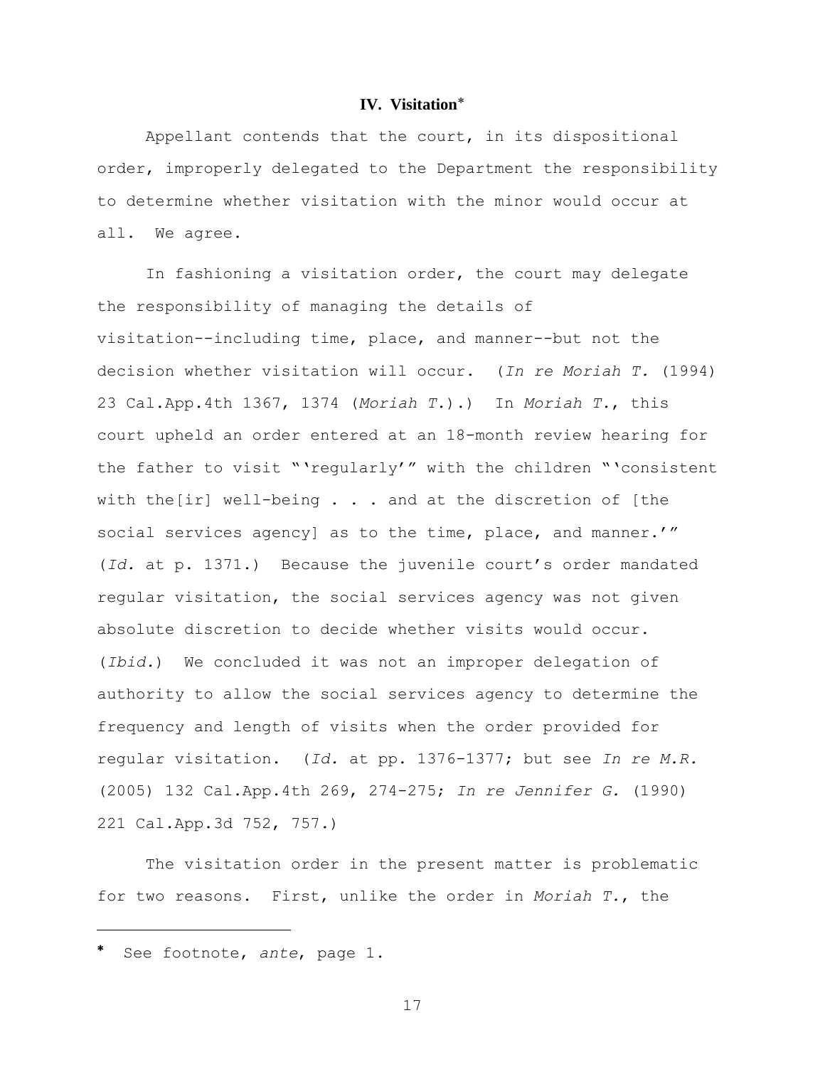### IV. Visitation*

Appellant contends that the court, in its dispositional order, improperly delegated to the Department the responsibility to determine whether visitation with the minor would occur at all. We agree.

In fashioning a visitation order, the court may delegate the responsibility of managing the details of visitation--including time, place, and manner--but not the decision whether visitation will occur. (*In re Moriah T.* (1994) 23 Cal.App.4th 1367, 1374 (*Moriah T.*).) In *Moriah T.*, this court upheld an order entered at an 18-month review hearing for the father to visit "'regularly'" with the children "'consistent with the[ir] well-being . . . and at the discretion of [the social services agency] as to the time, place, and manner.'" (*Id.* at p. 1371.) Because the juvenile court's order mandated regular visitation, the social services agency was not given absolute discretion to decide whether visits would occur. (*Ibid.*) We concluded it was not an improper delegation of authority to allow the social services agency to determine the frequency and length of visits when the order provided for regular visitation. (*Id.* at pp. 1376-1377; but see *In re M.R.* (2005) 132 Cal.App.4th 269, 274-275; *In re Jennifer G.* (1990) 221 Cal.App.3d 752, 757.)

The visitation order in the present matter is problematic for two reasons. First, unlike the order in *Moriah T.*, the

---

* See footnote, *ante*, page 1.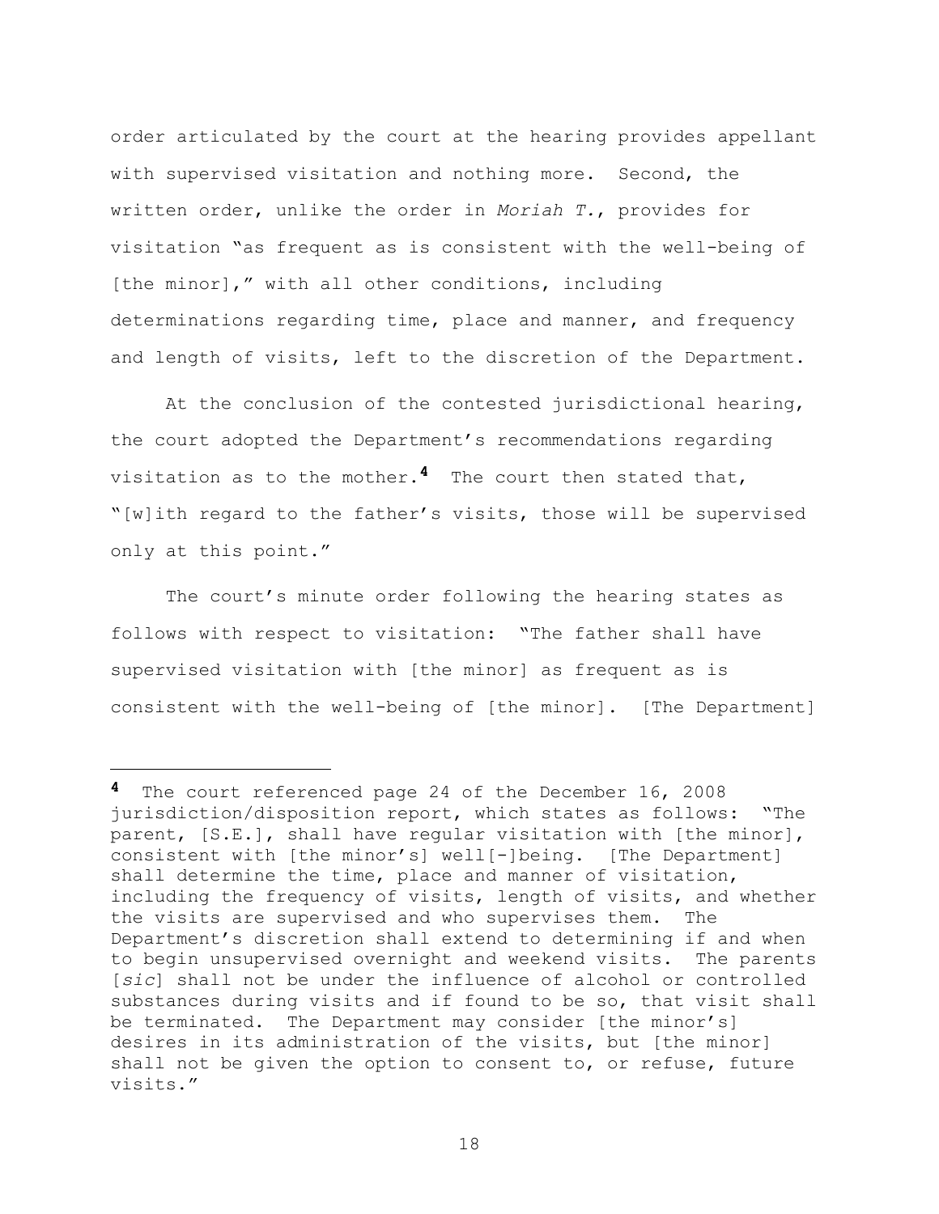order articulated by the court at the hearing provides appellant with supervised visitation and nothing more. Second, the written order, unlike the order in *Moriah T.*, provides for visitation "as frequent as is consistent with the well-being of [the minor]," with all other conditions, including determinations regarding time, place and manner, and frequency and length of visits, left to the discretion of the Department.

At the conclusion of the contested jurisdictional hearing, the court adopted the Department's recommendations regarding visitation as to the mother.[4] The court then stated that, "[w]ith regard to the father's visits, those will be supervised only at this point."

The court's minute order following the hearing states as follows with respect to visitation: "The father shall have supervised visitation with [the minor] as frequent as is consistent with the well-being of [the minor]. [The Department]

---

[4] The court referenced page 24 of the December 16, 2008 jurisdiction/disposition report, which states as follows: "The parent, [S.E.], shall have regular visitation with [the minor], consistent with [the minor's] well[-]being. [The Department] shall determine the time, place and manner of visitation, including the frequency of visits, length of visits, and whether the visits are supervised and who supervises them. The Department's discretion shall extend to determining if and when to begin unsupervised overnight and weekend visits. The parents [*sic*] shall not be under the influence of alcohol or controlled substances during visits and if found to be so, that visit shall be terminated. The Department may consider [the minor's] desires in its administration of the visits, but [the minor] shall not be given the option to consent to, or refuse, future visits."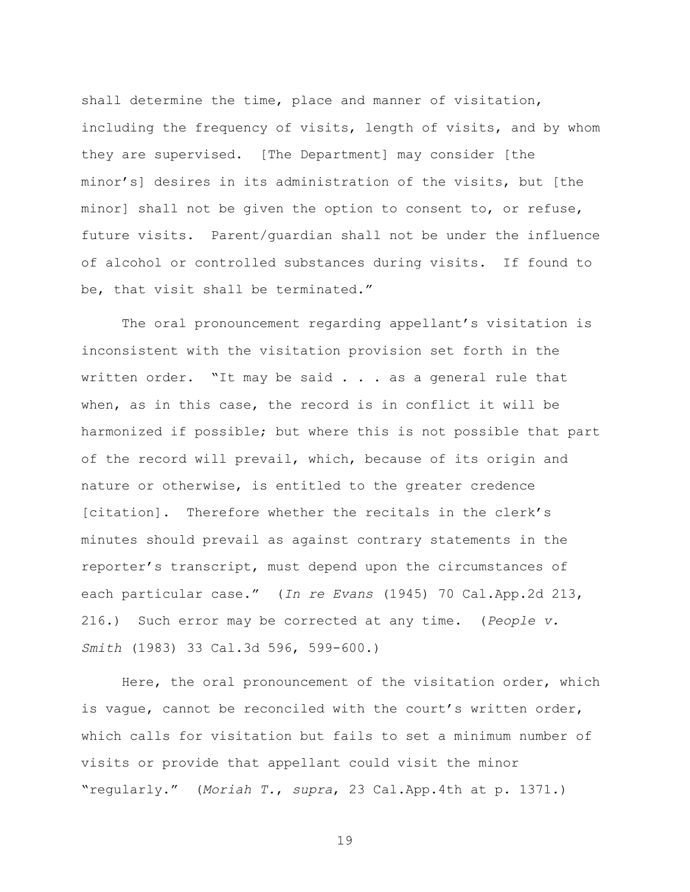shall determine the time, place and manner of visitation, including the frequency of visits, length of visits, and by whom they are supervised. [The Department] may consider [the minor's] desires in its administration of the visits, but [the minor] shall not be given the option to consent to, or refuse, future visits. Parent/guardian shall not be under the influence of alcohol or controlled substances during visits. If found to be, that visit shall be terminated."

The oral pronouncement regarding appellant's visitation is inconsistent with the visitation provision set forth in the written order. "It may be said . . . as a general rule that when, as in this case, the record is in conflict it will be harmonized if possible; but where this is not possible that part of the record will prevail, which, because of its origin and nature or otherwise, is entitled to the greater credence [citation]. Therefore whether the recitals in the clerk's minutes should prevail as against contrary statements in the reporter's transcript, must depend upon the circumstances of each particular case." (*In re Evans* (1945) 70 Cal.App.2d 213, 216.) Such error may be corrected at any time. (*People v. Smith* (1983) 33 Cal.3d 596, 599-600.)

Here, the oral pronouncement of the visitation order, which is vague, cannot be reconciled with the court's written order, which calls for visitation but fails to set a minimum number of visits or provide that appellant could visit the minor "regularly." (*Moriah T.*, *supra*, 23 Cal.App.4th at p. 1371.)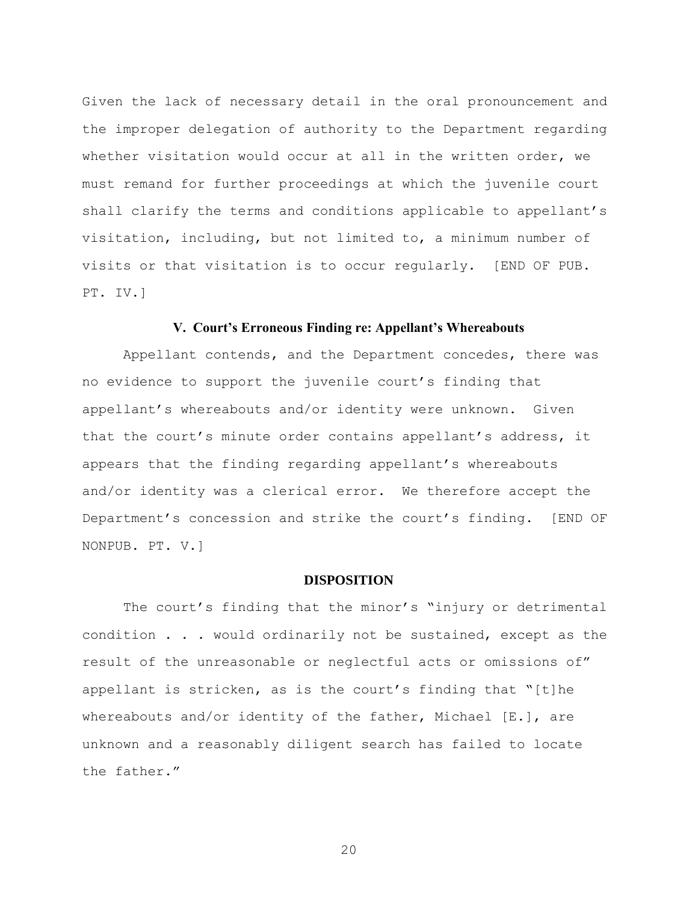Given the lack of necessary detail in the oral pronouncement and the improper delegation of authority to the Department regarding whether visitation would occur at all in the written order, we must remand for further proceedings at which the juvenile court shall clarify the terms and conditions applicable to appellant's visitation, including, but not limited to, a minimum number of visits or that visitation is to occur regularly. [END OF PUB. PT. IV.]

### V. Court's Erroneous Finding re: Appellant's Whereabouts

Appellant contends, and the Department concedes, there was no evidence to support the juvenile court's finding that appellant's whereabouts and/or identity were unknown. Given that the court's minute order contains appellant's address, it appears that the finding regarding appellant's whereabouts and/or identity was a clerical error. We therefore accept the Department's concession and strike the court's finding. [END OF NONPUB. PT. V.]

### DISPOSITION

The court's finding that the minor's "injury or detrimental condition . . . would ordinarily not be sustained, except as the result of the unreasonable or neglectful acts or omissions of" appellant is stricken, as is the court's finding that "[t]he whereabouts and/or identity of the father, Michael [E.], are unknown and a reasonably diligent search has failed to locate the father."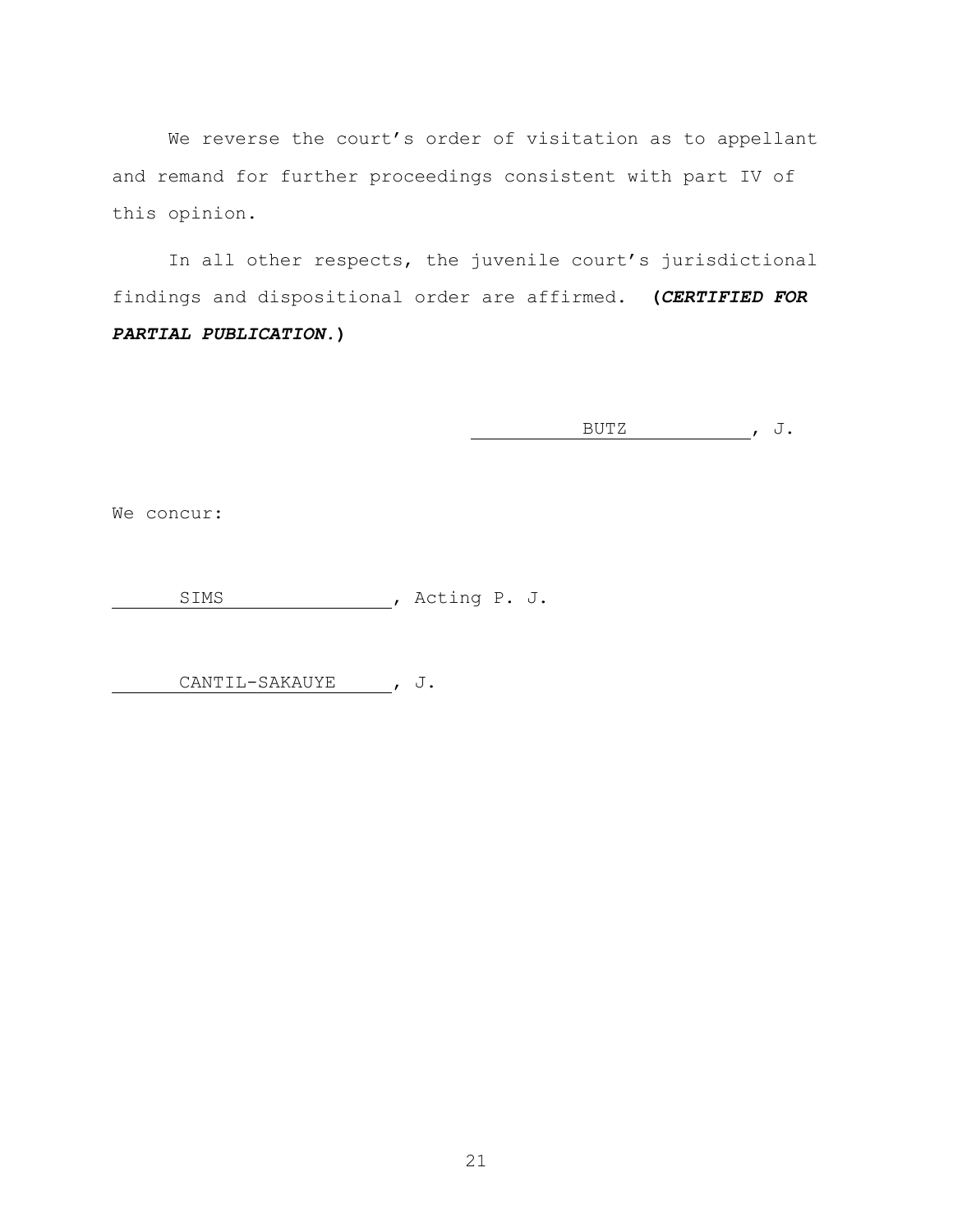We reverse the court's order of visitation as to appellant and remand for further proceedings consistent with part IV of this opinion.

In all other respects, the juvenile court's jurisdictional findings and dispositional order are affirmed. **(*CERTIFIED FOR PARTIAL PUBLICATION.*)**

BUTZ, J.

We concur:

SIMS, Acting P. J.

CANTIL-SAKAUYE, J.